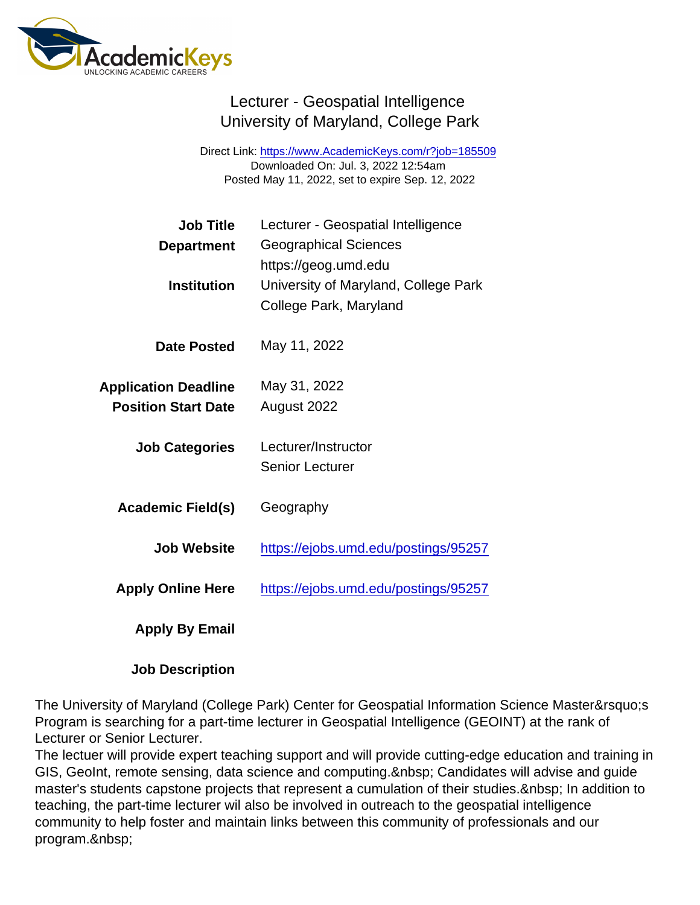# Lecturer - Geospatial Intelligence
## University of Maryland, College Park

Direct Link: https://www.AcademicKeys.com/r?job=185509
Downloaded On: Jul. 3, 2022 12:54am
Posted May 11, 2022, set to expire Sep. 12, 2022

| | |
|---|---|
| **Job Title** | Lecturer - Geospatial Intelligence |
| **Department** | Geographical Sciences<br>https://geog.umd.edu |
| **Institution** | University of Maryland, College Park<br>College Park, Maryland |
| **Date Posted** | May 11, 2022 |
| **Application Deadline** | May 31, 2022 |
| **Position Start Date** | August 2022 |
| **Job Categories** | Lecturer/Instructor<br>Senior Lecturer |
| **Academic Field(s)** | Geography |
| **Job Website** | https://ejobs.umd.edu/postings/95257 |
| **Apply Online Here** | https://ejobs.umd.edu/postings/95257 |
| **Apply By Email** | |

**Job Description**

The University of Maryland (College Park) Center for Geospatial Information Science Master&rsquo;s Program is searching for a part-time lecturer in Geospatial Intelligence (GEOINT) at the rank of Lecturer or Senior Lecturer.

The lectuer will provide expert teaching support and will provide cutting-edge education and training in GIS, GeoInt, remote sensing, data science and computing.&nbsp; Candidates will advise and guide master's students capstone projects that represent a cumulation of their studies.&nbsp; In addition to teaching, the part-time lecturer wil also be involved in outreach to the geospatial intelligence community to help foster and maintain links between this community of professionals and our program.&nbsp;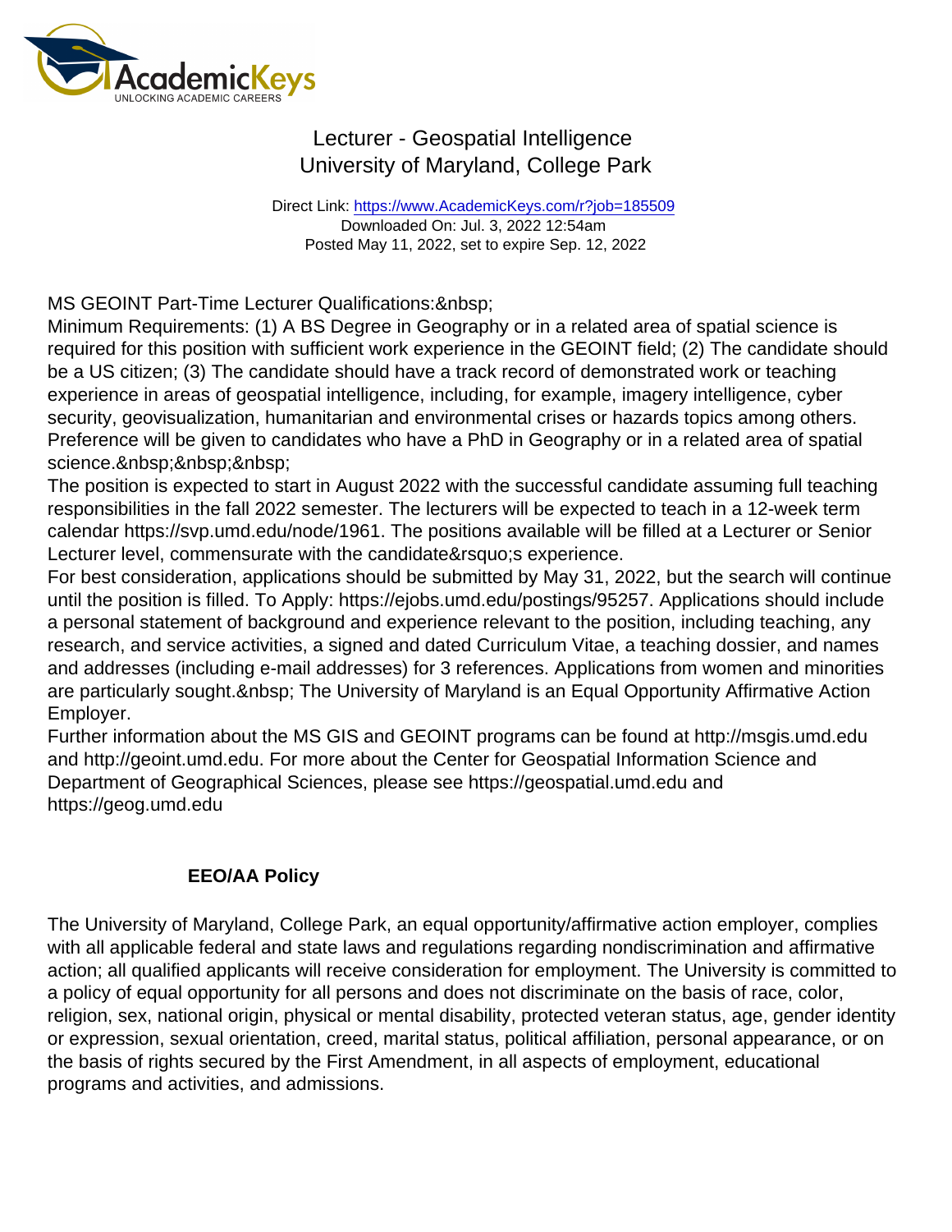# Lecturer - Geospatial Intelligence
## University of Maryland, College Park

Direct Link: https://www.AcademicKeys.com/r?job=185509
Downloaded On: Jul. 3, 2022 12:54am
Posted May 11, 2022, set to expire Sep. 12, 2022

MS GEOINT Part-Time Lecturer Qualifications:&nbsp;
Minimum Requirements: (1) A BS Degree in Geography or in a related area of spatial science is required for this position with sufficient work experience in the GEOINT field; (2) The candidate should be a US citizen; (3) The candidate should have a track record of demonstrated work or teaching experience in areas of geospatial intelligence, including, for example, imagery intelligence, cyber security, geovisualization, humanitarian and environmental crises or hazards topics among others. Preference will be given to candidates who have a PhD in Geography or in a related area of spatial science.&nbsp;&nbsp;&nbsp;
The position is expected to start in August 2022 with the successful candidate assuming full teaching responsibilities in the fall 2022 semester. The lecturers will be expected to teach in a 12-week term calendar https://svp.umd.edu/node/1961. The positions available will be filled at a Lecturer or Senior Lecturer level, commensurate with the candidate&rsquo;s experience.
For best consideration, applications should be submitted by May 31, 2022, but the search will continue until the position is filled. To Apply: https://ejobs.umd.edu/postings/95257. Applications should include a personal statement of background and experience relevant to the position, including teaching, any research, and service activities, a signed and dated Curriculum Vitae, a teaching dossier, and names and addresses (including e-mail addresses) for 3 references. Applications from women and minorities are particularly sought.&nbsp; The University of Maryland is an Equal Opportunity Affirmative Action Employer.
Further information about the MS GIS and GEOINT programs can be found at http://msgis.umd.edu and http://geoint.umd.edu. For more about the Center for Geospatial Information Science and Department of Geographical Sciences, please see https://geospatial.umd.edu and https://geog.umd.edu

**EEO/AA Policy**

The University of Maryland, College Park, an equal opportunity/affirmative action employer, complies with all applicable federal and state laws and regulations regarding nondiscrimination and affirmative action; all qualified applicants will receive consideration for employment. The University is committed to a policy of equal opportunity for all persons and does not discriminate on the basis of race, color, religion, sex, national origin, physical or mental disability, protected veteran status, age, gender identity or expression, sexual orientation, creed, marital status, political affiliation, personal appearance, or on the basis of rights secured by the First Amendment, in all aspects of employment, educational programs and activities, and admissions.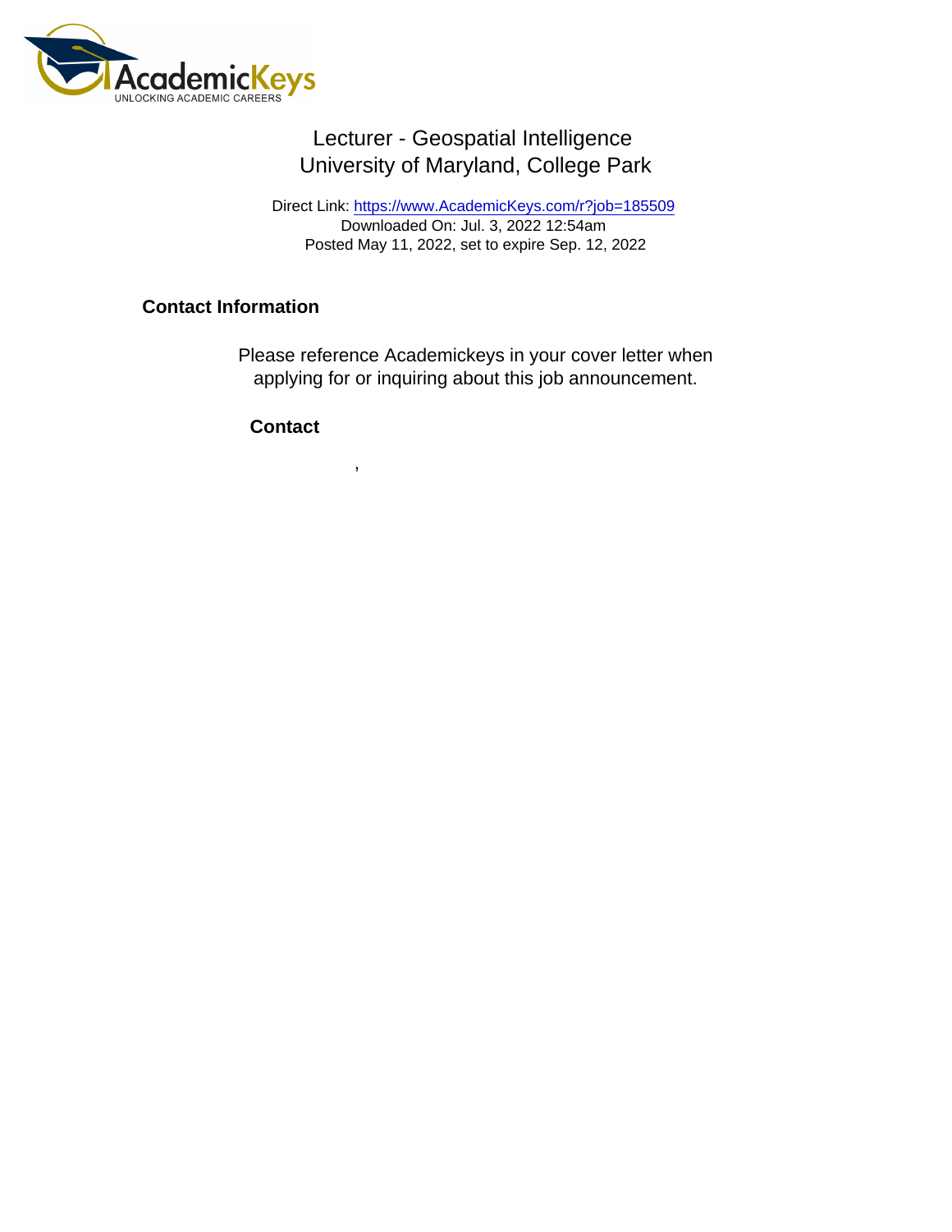Lecturer - Geospatial Intelligence
University of Maryland, College Park

Direct Link: https://www.AcademicKeys.com/r?job=185509
Downloaded On: Jul. 3, 2022 12:54am
Posted May 11, 2022, set to expire Sep. 12, 2022

## Contact Information

Please reference Academickeys in your cover letter when applying for or inquiring about this job announcement.

### Contact

,